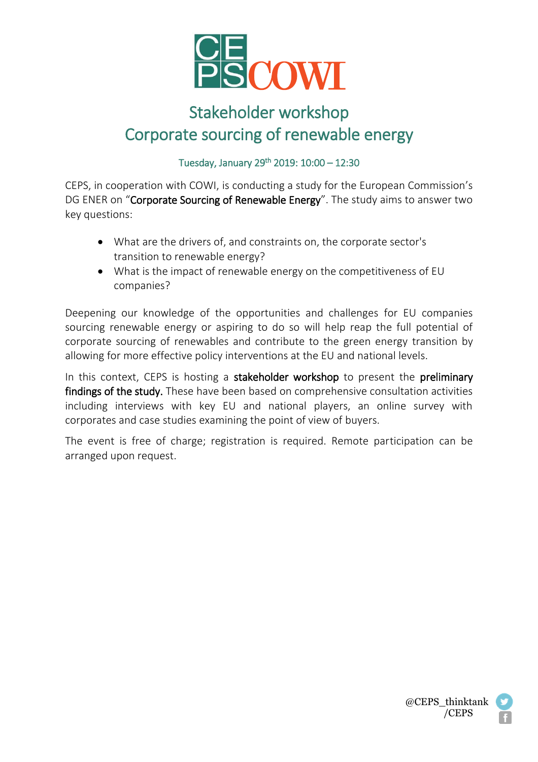# Stakeholder workshop
# Corporate sourcing of renewable energy

Tuesday, January 29th 2019: 10:00 – 12:30

CEPS, in cooperation with COWI, is conducting a study for the European Commission's DG ENER on "**Corporate Sourcing of Renewable Energy**". The study aims to answer two key questions:

- What are the drivers of, and constraints on, the corporate sector's transition to renewable energy?
- What is the impact of renewable energy on the competitiveness of EU companies?

Deepening our knowledge of the opportunities and challenges for EU companies sourcing renewable energy or aspiring to do so will help reap the full potential of corporate sourcing of renewables and contribute to the green energy transition by allowing for more effective policy interventions at the EU and national levels.

In this context, CEPS is hosting a **stakeholder workshop** to present the **preliminary findings of the study.** These have been based on comprehensive consultation activities including interviews with key EU and national players, an online survey with corporates and case studies examining the point of view of buyers.

The event is free of charge; registration is required. Remote participation can be arranged upon request.

@CEPS_thinktank
/CEPS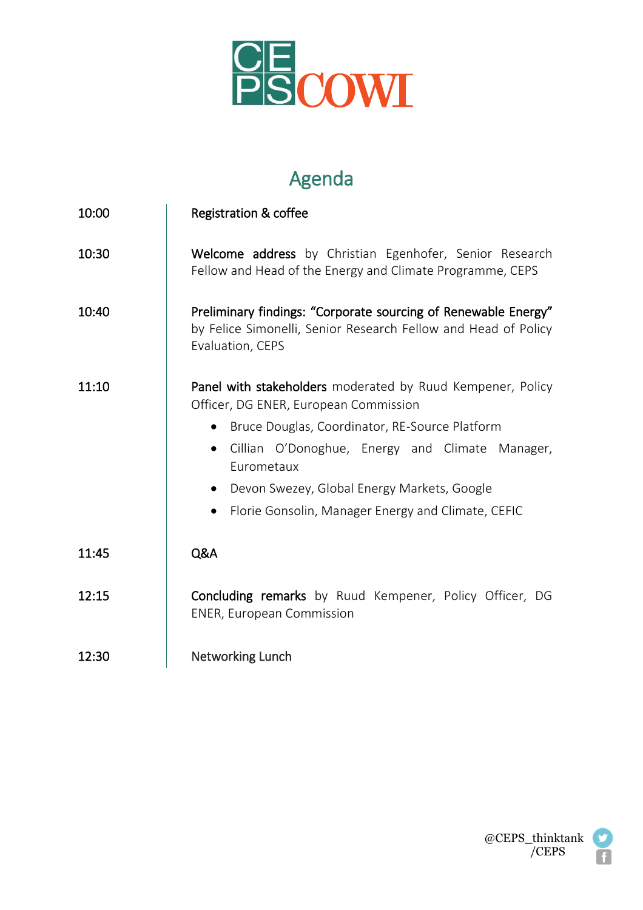# Agenda

| | |
|---|---|
| 10:00 | **Registration & coffee** |
| 10:30 | **Welcome address** by Christian Egenhofer, Senior Research Fellow and Head of the Energy and Climate Programme, CEPS |
| 10:40 | **Preliminary findings: "Corporate sourcing of Renewable Energy"** by Felice Simonelli, Senior Research Fellow and Head of Policy Evaluation, CEPS |
| 11:10 | **Panel with stakeholders** moderated by Ruud Kempener, Policy Officer, DG ENER, European Commission<br>• Bruce Douglas, Coordinator, RE-Source Platform<br>• Cillian O'Donoghue, Energy and Climate Manager, Eurometaux<br>• Devon Swezey, Global Energy Markets, Google<br>• Florie Gonsolin, Manager Energy and Climate, CEFIC |
| 11:45 | **Q&A** |
| 12:15 | **Concluding remarks** by Ruud Kempener, Policy Officer, DG ENER, European Commission |
| 12:30 | **Networking Lunch** |

@CEPS_thinktank
/CEPS